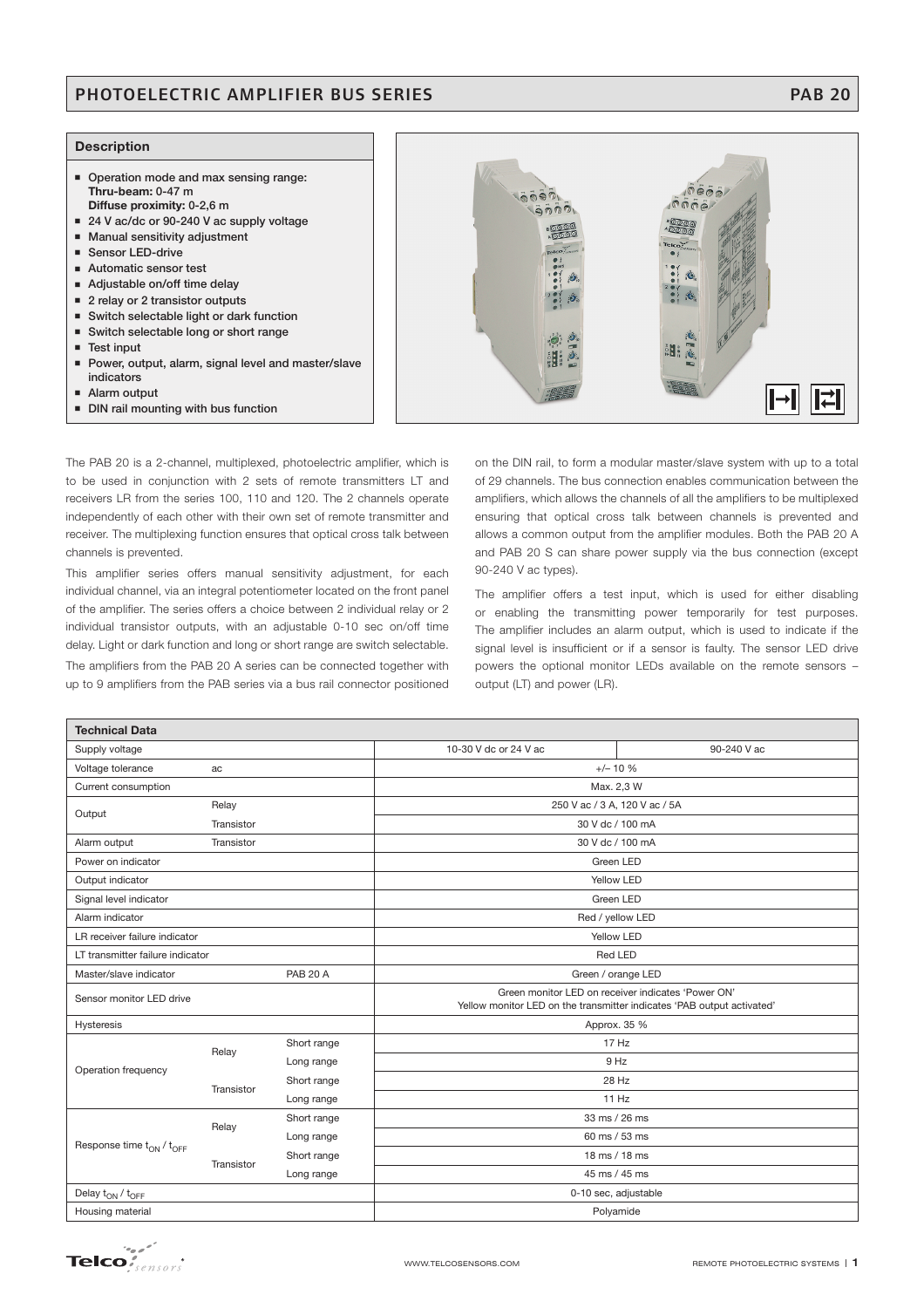# PHOTOELECTRIC AMPLIFIER BUS SERIES

**PAB 20**

## Description

- Operation mode and max sensing range:
  **Thru-beam:** 0-47 m
  **Diffuse proximity:** 0-2,6 m
- 24 V ac/dc or 90-240 V ac supply voltage
- Manual sensitivity adjustment
- Sensor LED-drive
- Automatic sensor test
- Adjustable on/off time delay
- 2 relay or 2 transistor outputs
- Switch selectable light or dark function
- Switch selectable long or short range
- Test input
- Power, output, alarm, signal level and master/slave indicators
- Alarm output
- DIN rail mounting with bus function

The PAB 20 is a 2-channel, multiplexed, photoelectric amplifier, which is to be used in conjunction with 2 sets of remote transmitters LT and receivers LR from the series 100, 110 and 120. The 2 channels operate independently of each other with their own set of remote transmitter and receiver. The multiplexing function ensures that optical cross talk between channels is prevented.

This amplifier series offers manual sensitivity adjustment, for each individual channel, via an integral potentiometer located on the front panel of the amplifier. The series offers a choice between 2 individual relay or 2 individual transistor outputs, with an adjustable 0-10 sec on/off time delay. Light or dark function and long or short range are switch selectable.

The amplifiers from the PAB 20 A series can be connected together with up to 9 amplifiers from the PAB series via a bus rail connector positioned on the DIN rail, to form a modular master/slave system with up to a total of 29 channels. The bus connection enables communication between the amplifiers, which allows the channels of all the amplifiers to be multiplexed ensuring that optical cross talk between channels is prevented and allows a common output from the amplifier modules. Both the PAB 20 A and PAB 20 S can share power supply via the bus connection (except 90-240 V ac types).

The amplifier offers a test input, which is used for either disabling or enabling the transmitting power temporarily for test purposes. The amplifier includes an alarm output, which is used to indicate if the signal level is insufficient or if a sensor is faulty. The sensor LED drive powers the optional monitor LEDs available on the remote sensors – output (LT) and power (LR).

## Technical Data

| | | | | |
|---|---|---|---|---|
| Supply voltage | | | 10-30 V dc or 24 V ac | 90-240 V ac |
| Voltage tolerance | ac | | +/– 10 % | |
| Current consumption | | | Max. 2,3 W | |
| Output | Relay | | 250 V ac / 3 A, 120 V ac / 5A | |
| | Transistor | | 30 V dc / 100 mA | |
| Alarm output | Transistor | | 30 V dc / 100 mA | |
| Power on indicator | | | Green LED | |
| Output indicator | | | Yellow LED | |
| Signal level indicator | | | Green LED | |
| Alarm indicator | | | Red / yellow LED | |
| LR receiver failure indicator | | | Yellow LED | |
| LT transmitter failure indicator | | | Red LED | |
| Master/slave indicator | | PAB 20 A | Green / orange LED | |
| Sensor monitor LED drive | | | Green monitor LED on receiver indicates 'Power ON'<br>Yellow monitor LED on the transmitter indicates 'PAB output activated' | |
| Hysteresis | | | Approx. 35 % | |
| Operation frequency | Relay | Short range | 17 Hz | |
| | | Long range | 9 Hz | |
| | Transistor | Short range | 28 Hz | |
| | | Long range | 11 Hz | |
| Response time $t_{ON}$ / $t_{OFF}$ | Relay | Short range | 33 ms / 26 ms | |
| | | Long range | 60 ms / 53 ms | |
| | Transistor | Short range | 18 ms / 18 ms | |
| | | Long range | 45 ms / 45 ms | |
| Delay $t_{ON}$ / $t_{OFF}$ | | | 0-10 sec, adjustable | |
| Housing material | | | Polyamide | |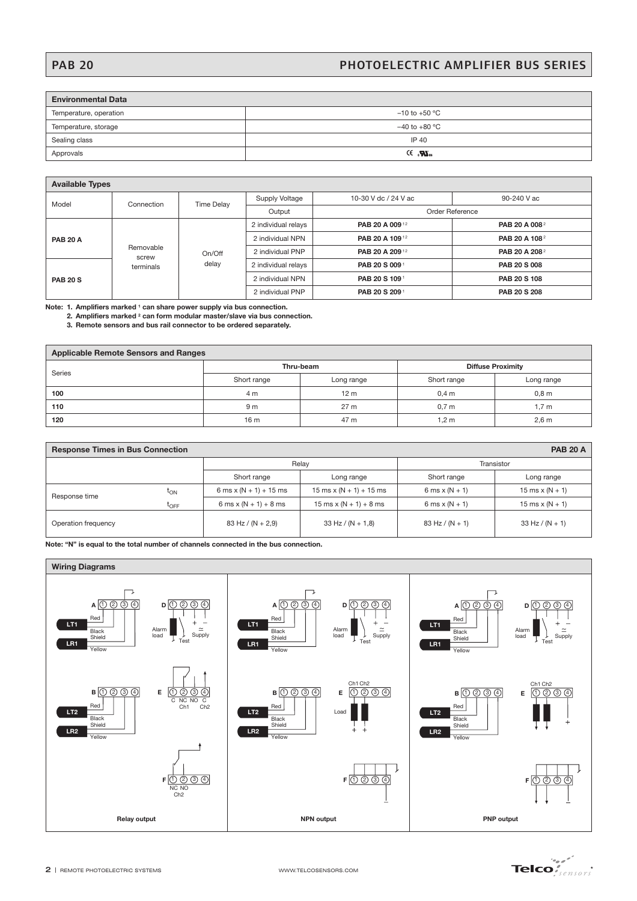## Environmental Data

| Environmental Data | |
|---|---|
| Temperature, operation | −10 to +50 °C |
| Temperature, storage | −40 to +80 °C |
| Sealing class | IP 40 |
| Approvals | CE cULus |

## Available Types

| Model | Connection | Time Delay | Supply Voltage | 10-30 V dc / 24 V ac | 90-240 V ac |
|---|---|---|---|---|---|
| | | | Output | Order Reference | |
| PAB 20 A | Removable screw terminals | On/Off delay | 2 individual relays | **PAB 20 A 009** [1 2] | **PAB 20 A 008** [2] |
| | | | 2 individual NPN | **PAB 20 A 109** [1 2] | **PAB 20 A 108** [2] |
| | | | 2 individual PNP | **PAB 20 A 209** [1 2] | **PAB 20 A 208** [2] |
| PAB 20 S | | | 2 individual relays | **PAB 20 S 009** [1] | **PAB 20 S 008** |
| | | | 2 individual NPN | **PAB 20 S 109** [1] | **PAB 20 S 108** |
| | | | 2 individual PNP | **PAB 20 S 209** [1] | **PAB 20 S 208** |

**Note: 1. Amplifiers marked [1] can share power supply via bus connection.**
**2. Amplifiers marked [2] can form modular master/slave via bus connection.**
**3. Remote sensors and bus rail connector to be ordered separately.**

## Applicable Remote Sensors and Ranges

| Series | Thru-beam | | Diffuse Proximity | |
|---|---|---|---|---|
| | Short range | Long range | Short range | Long range |
| **100** | 4 m | 12 m | 0,4 m | 0,8 m |
| **110** | 9 m | 27 m | 0,7 m | 1,7 m |
| **120** | 16 m | 47 m | 1,2 m | 2,6 m |

## Response Times in Bus Connection — PAB 20 A

| | | Relay | | Transistor | |
|---|---|---|---|---|---|
| | | Short range | Long range | Short range | Long range |
| Response time | $t_{ON}$ | 6 ms x (N + 1) + 15 ms | 15 ms x (N + 1) + 15 ms | 6 ms x (N + 1) | 15 ms x (N + 1) |
| | $t_{OFF}$ | 6 ms x (N + 1) + 8 ms | 15 ms x (N + 1) + 8 ms | 6 ms x (N + 1) | 15 ms x (N + 1) |
| Operation frequency | | 83 Hz / (N + 2,9) | 33 Hz / (N + 1,8) | 83 Hz / (N + 1) | 33 Hz / (N + 1) |

**Note: "N" is equal to the total number of channels connected in the bus connection.**

## Wiring Diagrams

A ① ② ③ ④ — LT1: Red, Black, Shield; LR1: Yellow
B ① ② ③ ④ — LT2: Red, Black, Shield; LR2: Yellow
D ① ② ③ ④ — Alarm load, Test, + − ≃ Supply

**Relay output**
E ① ② ③ ④ — C NC NO Ch1, C Ch2
F ① ② ③ ④ — NC NO Ch2

**NPN output**
E ① ② ③ ④ — Ch1 Ch2, Load, + +
F ① ② ③ ④ — −

**PNP output**
E ① ② ③ ④ — Ch1 Ch2, +
F ① ② ③ ④ — −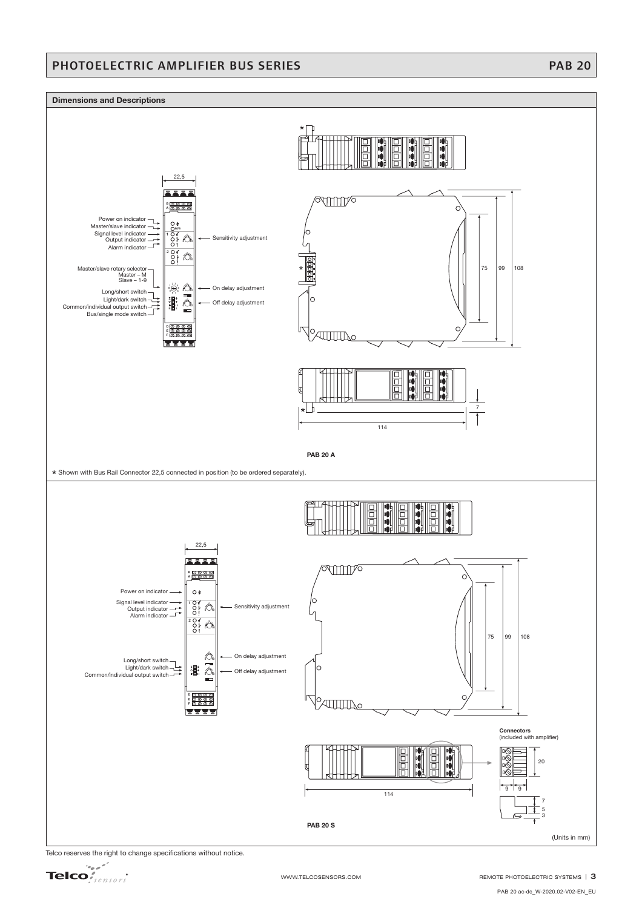## Dimensions and Descriptions

22,5

Power on indicator
Master/slave indicator
Signal level indicator
Output indicator
Alarm indicator
Sensitivity adjustment
Master/slave rotary selector
Master – M
Slave – 1-9
On delay adjustment
Long/short switch
Light/dark switch
Common/individual output switch
Bus/single mode switch
Off delay adjustment

75
99
108
7
114

**PAB 20 A**

★ Shown with Bus Rail Connector 22,5 connected in position (to be ordered separately).

22,5

Power on indicator
Signal level indicator
Output indicator
Alarm indicator
Sensitivity adjustment
On delay adjustment
Long/short switch
Light/dark switch
Common/individual output switch
Off delay adjustment

75
99
108

**Connectors**
(included with amplifier)

20
9
9
7
5
3
114

**PAB 20 S**

(Units in mm)

Telco reserves the right to change specifications without notice.

WWW.TELCOSENSORS.COM

REMOTE PHOTOELECTRIC SYSTEMS

PAB 20 ac-dc_W-2020.02-V02-EN_EU